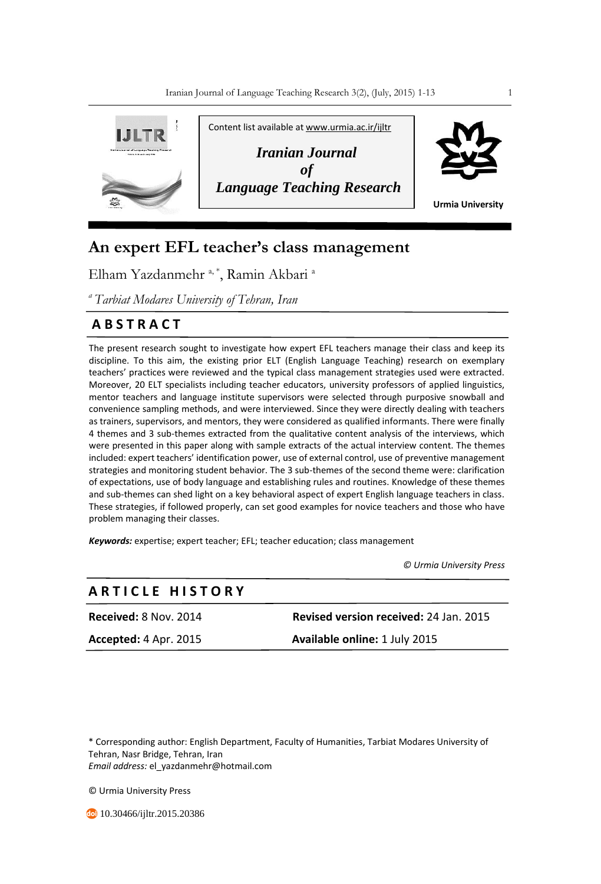Content list available at www.urmia.ac.ir/ijltr

***Iranian Journal of Language Teaching Research***

**Urmia University**

# An expert EFL teacher's class management

Elham Yazdanmehr [a,*], Ramin Akbari [a]

[a] *Tarbiat Modares University of Tehran, Iran*

## ABSTRACT

The present research sought to investigate how expert EFL teachers manage their class and keep its discipline. To this aim, the existing prior ELT (English Language Teaching) research on exemplary teachers' practices were reviewed and the typical class management strategies used were extracted. Moreover, 20 ELT specialists including teacher educators, university professors of applied linguistics, mentor teachers and language institute supervisors were selected through purposive snowball and convenience sampling methods, and were interviewed. Since they were directly dealing with teachers as trainers, supervisors, and mentors, they were considered as qualified informants. There were finally 4 themes and 3 sub-themes extracted from the qualitative content analysis of the interviews, which were presented in this paper along with sample extracts of the actual interview content. The themes included: expert teachers' identification power, use of external control, use of preventive management strategies and monitoring student behavior. The 3 sub-themes of the second theme were: clarification of expectations, use of body language and establishing rules and routines. Knowledge of these themes and sub-themes can shed light on a key behavioral aspect of expert English language teachers in class. These strategies, if followed properly, can set good examples for novice teachers and those who have problem managing their classes.

***Keywords:*** expertise; expert teacher; EFL; teacher education; class management

*© Urmia University Press*

## ARTICLE HISTORY

| | |
|---|---|
| **Received:** 8 Nov. 2014 | **Revised version received:** 24 Jan. 2015 |
| **Accepted:** 4 Apr. 2015 | **Available online:** 1 July 2015 |

\* Corresponding author: English Department, Faculty of Humanities, Tarbiat Modares University of Tehran, Nasr Bridge, Tehran, Iran
*Email address:* el_yazdanmehr@hotmail.com

© Urmia University Press

10.30466/ijltr.2015.20386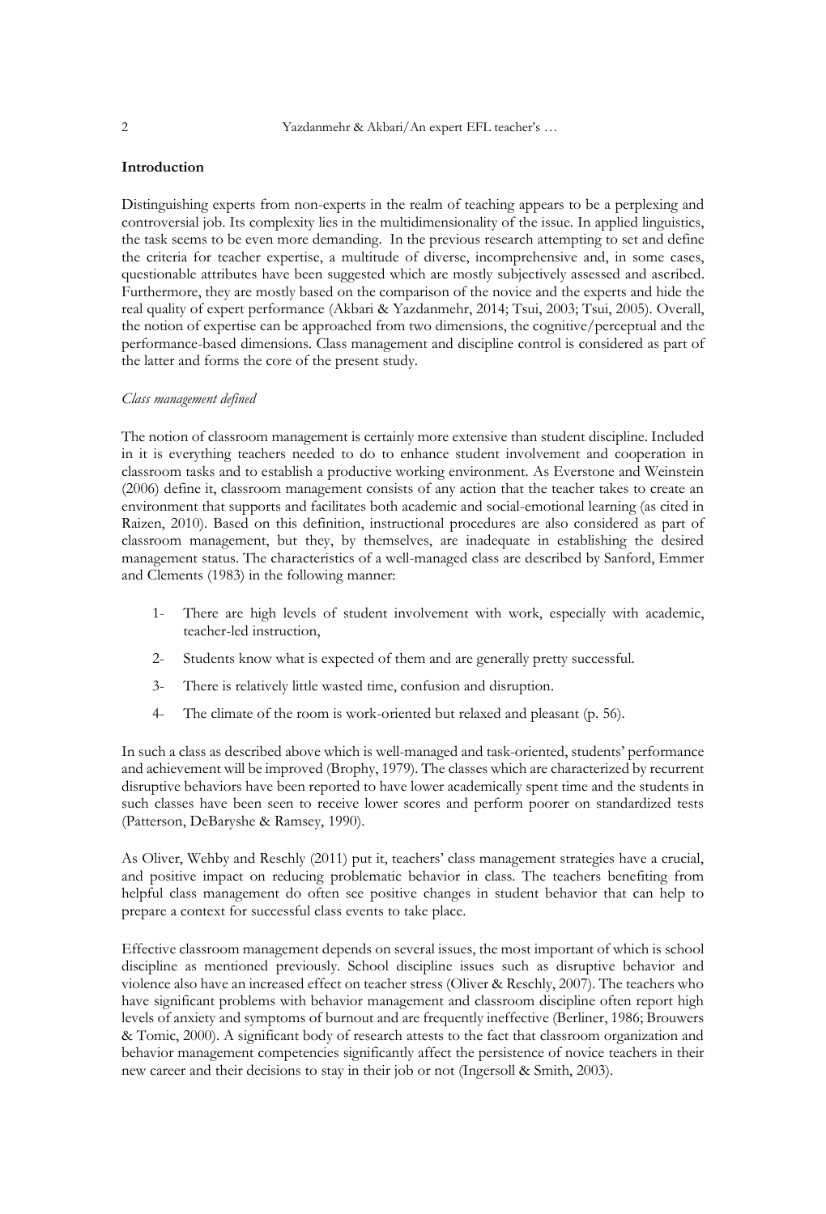## Introduction

Distinguishing experts from non-experts in the realm of teaching appears to be a perplexing and controversial job. Its complexity lies in the multidimensionality of the issue. In applied linguistics, the task seems to be even more demanding. In the previous research attempting to set and define the criteria for teacher expertise, a multitude of diverse, incomprehensive and, in some cases, questionable attributes have been suggested which are mostly subjectively assessed and ascribed. Furthermore, they are mostly based on the comparison of the novice and the experts and hide the real quality of expert performance (Akbari & Yazdanmehr, 2014; Tsui, 2003; Tsui, 2005). Overall, the notion of expertise can be approached from two dimensions, the cognitive/perceptual and the performance-based dimensions. Class management and discipline control is considered as part of the latter and forms the core of the present study.

### *Class management defined*

The notion of classroom management is certainly more extensive than student discipline. Included in it is everything teachers needed to do to enhance student involvement and cooperation in classroom tasks and to establish a productive working environment. As Everstone and Weinstein (2006) define it, classroom management consists of any action that the teacher takes to create an environment that supports and facilitates both academic and social-emotional learning (as cited in Raizen, 2010). Based on this definition, instructional procedures are also considered as part of classroom management, but they, by themselves, are inadequate in establishing the desired management status. The characteristics of a well-managed class are described by Sanford, Emmer and Clements (1983) in the following manner:

1- There are high levels of student involvement with work, especially with academic, teacher-led instruction,

2- Students know what is expected of them and are generally pretty successful.

3- There is relatively little wasted time, confusion and disruption.

4- The climate of the room is work-oriented but relaxed and pleasant (p. 56).

In such a class as described above which is well-managed and task-oriented, students' performance and achievement will be improved (Brophy, 1979). The classes which are characterized by recurrent disruptive behaviors have been reported to have lower academically spent time and the students in such classes have been seen to receive lower scores and perform poorer on standardized tests (Patterson, DeBaryshe & Ramsey, 1990).

As Oliver, Wehby and Reschly (2011) put it, teachers' class management strategies have a crucial, and positive impact on reducing problematic behavior in class. The teachers benefiting from helpful class management do often see positive changes in student behavior that can help to prepare a context for successful class events to take place.

Effective classroom management depends on several issues, the most important of which is school discipline as mentioned previously. School discipline issues such as disruptive behavior and violence also have an increased effect on teacher stress (Oliver & Reschly, 2007). The teachers who have significant problems with behavior management and classroom discipline often report high levels of anxiety and symptoms of burnout and are frequently ineffective (Berliner, 1986; Brouwers & Tomic, 2000). A significant body of research attests to the fact that classroom organization and behavior management competencies significantly affect the persistence of novice teachers in their new career and their decisions to stay in their job or not (Ingersoll & Smith, 2003).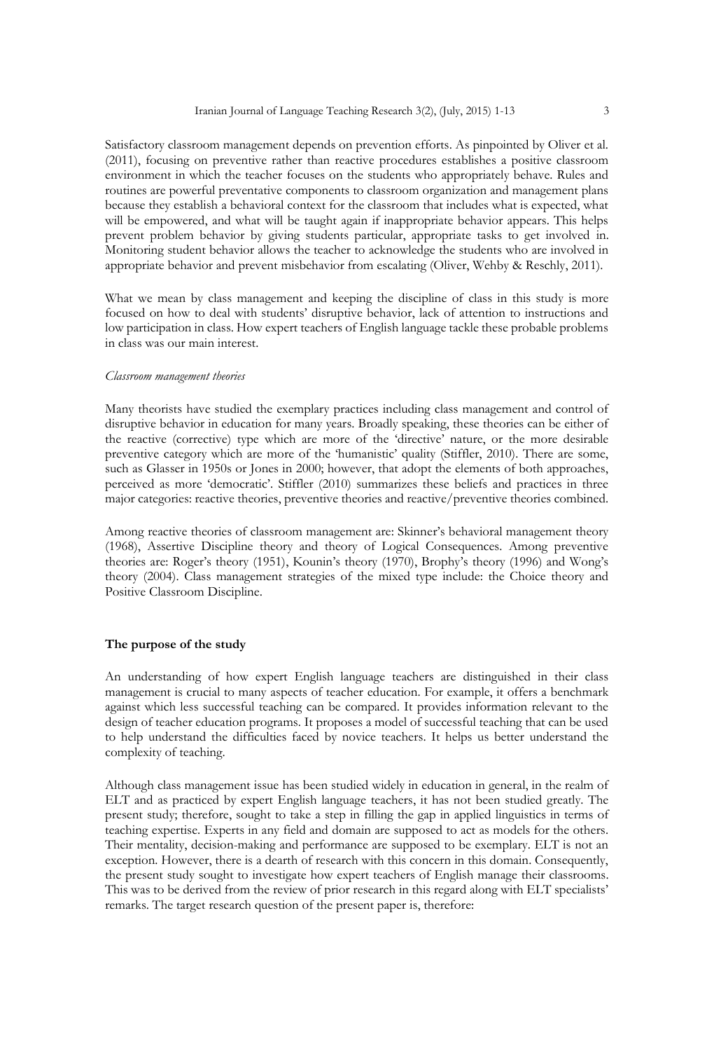Satisfactory classroom management depends on prevention efforts. As pinpointed by Oliver et al. (2011), focusing on preventive rather than reactive procedures establishes a positive classroom environment in which the teacher focuses on the students who appropriately behave. Rules and routines are powerful preventative components to classroom organization and management plans because they establish a behavioral context for the classroom that includes what is expected, what will be empowered, and what will be taught again if inappropriate behavior appears. This helps prevent problem behavior by giving students particular, appropriate tasks to get involved in. Monitoring student behavior allows the teacher to acknowledge the students who are involved in appropriate behavior and prevent misbehavior from escalating (Oliver, Wehby & Reschly, 2011).

What we mean by class management and keeping the discipline of class in this study is more focused on how to deal with students' disruptive behavior, lack of attention to instructions and low participation in class. How expert teachers of English language tackle these probable problems in class was our main interest.

*Classroom management theories*

Many theorists have studied the exemplary practices including class management and control of disruptive behavior in education for many years. Broadly speaking, these theories can be either of the reactive (corrective) type which are more of the 'directive' nature, or the more desirable preventive category which are more of the 'humanistic' quality (Stiffler, 2010). There are some, such as Glasser in 1950s or Jones in 2000; however, that adopt the elements of both approaches, perceived as more 'democratic'. Stiffler (2010) summarizes these beliefs and practices in three major categories: reactive theories, preventive theories and reactive/preventive theories combined.

Among reactive theories of classroom management are: Skinner's behavioral management theory (1968), Assertive Discipline theory and theory of Logical Consequences. Among preventive theories are: Roger's theory (1951), Kounin's theory (1970), Brophy's theory (1996) and Wong's theory (2004). Class management strategies of the mixed type include: the Choice theory and Positive Classroom Discipline.

**The purpose of the study**

An understanding of how expert English language teachers are distinguished in their class management is crucial to many aspects of teacher education. For example, it offers a benchmark against which less successful teaching can be compared. It provides information relevant to the design of teacher education programs. It proposes a model of successful teaching that can be used to help understand the difficulties faced by novice teachers. It helps us better understand the complexity of teaching.

Although class management issue has been studied widely in education in general, in the realm of ELT and as practiced by expert English language teachers, it has not been studied greatly. The present study; therefore, sought to take a step in filling the gap in applied linguistics in terms of teaching expertise. Experts in any field and domain are supposed to act as models for the others. Their mentality, decision-making and performance are supposed to be exemplary. ELT is not an exception. However, there is a dearth of research with this concern in this domain. Consequently, the present study sought to investigate how expert teachers of English manage their classrooms. This was to be derived from the review of prior research in this regard along with ELT specialists' remarks. The target research question of the present paper is, therefore: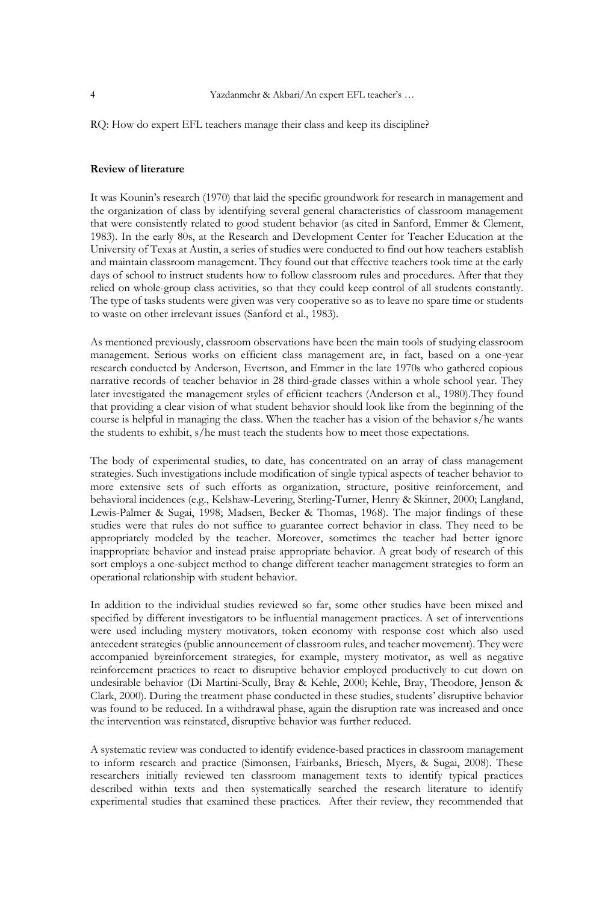RQ: How do expert EFL teachers manage their class and keep its discipline?

**Review of literature**

It was Kounin's research (1970) that laid the specific groundwork for research in management and the organization of class by identifying several general characteristics of classroom management that were consistently related to good student behavior (as cited in Sanford, Emmer & Clement, 1983). In the early 80s, at the Research and Development Center for Teacher Education at the University of Texas at Austin, a series of studies were conducted to find out how teachers establish and maintain classroom management. They found out that effective teachers took time at the early days of school to instruct students how to follow classroom rules and procedures. After that they relied on whole-group class activities, so that they could keep control of all students constantly. The type of tasks students were given was very cooperative so as to leave no spare time or students to waste on other irrelevant issues (Sanford et al., 1983).

As mentioned previously, classroom observations have been the main tools of studying classroom management. Serious works on efficient class management are, in fact, based on a one-year research conducted by Anderson, Evertson, and Emmer in the late 1970s who gathered copious narrative records of teacher behavior in 28 third-grade classes within a whole school year. They later investigated the management styles of efficient teachers (Anderson et al., 1980).They found that providing a clear vision of what student behavior should look like from the beginning of the course is helpful in managing the class. When the teacher has a vision of the behavior s/he wants the students to exhibit, s/he must teach the students how to meet those expectations.

The body of experimental studies, to date, has concentrated on an array of class management strategies. Such investigations include modification of single typical aspects of teacher behavior to more extensive sets of such efforts as organization, structure, positive reinforcement, and behavioral incidences (e.g., Kelshaw-Levering, Sterling-Turner, Henry & Skinner, 2000; Langland, Lewis-Palmer & Sugai, 1998; Madsen, Becker & Thomas, 1968). The major findings of these studies were that rules do not suffice to guarantee correct behavior in class. They need to be appropriately modeled by the teacher. Moreover, sometimes the teacher had better ignore inappropriate behavior and instead praise appropriate behavior. A great body of research of this sort employs a one-subject method to change different teacher management strategies to form an operational relationship with student behavior.

In addition to the individual studies reviewed so far, some other studies have been mixed and specified by different investigators to be influential management practices. A set of interventions were used including mystery motivators, token economy with response cost which also used antecedent strategies (public announcement of classroom rules, and teacher movement). They were accompanied byreinforcement strategies, for example, mystery motivator, as well as negative reinforcement practices to react to disruptive behavior employed productively to cut down on undesirable behavior (Di Martini-Scully, Bray & Kehle, 2000; Kehle, Bray, Theodore, Jenson & Clark, 2000). During the treatment phase conducted in these studies, students' disruptive behavior was found to be reduced. In a withdrawal phase, again the disruption rate was increased and once the intervention was reinstated, disruptive behavior was further reduced.

A systematic review was conducted to identify evidence-based practices in classroom management to inform research and practice (Simonsen, Fairbanks, Briesch, Myers, & Sugai, 2008). These researchers initially reviewed ten classroom management texts to identify typical practices described within texts and then systematically searched the research literature to identify experimental studies that examined these practices. After their review, they recommended that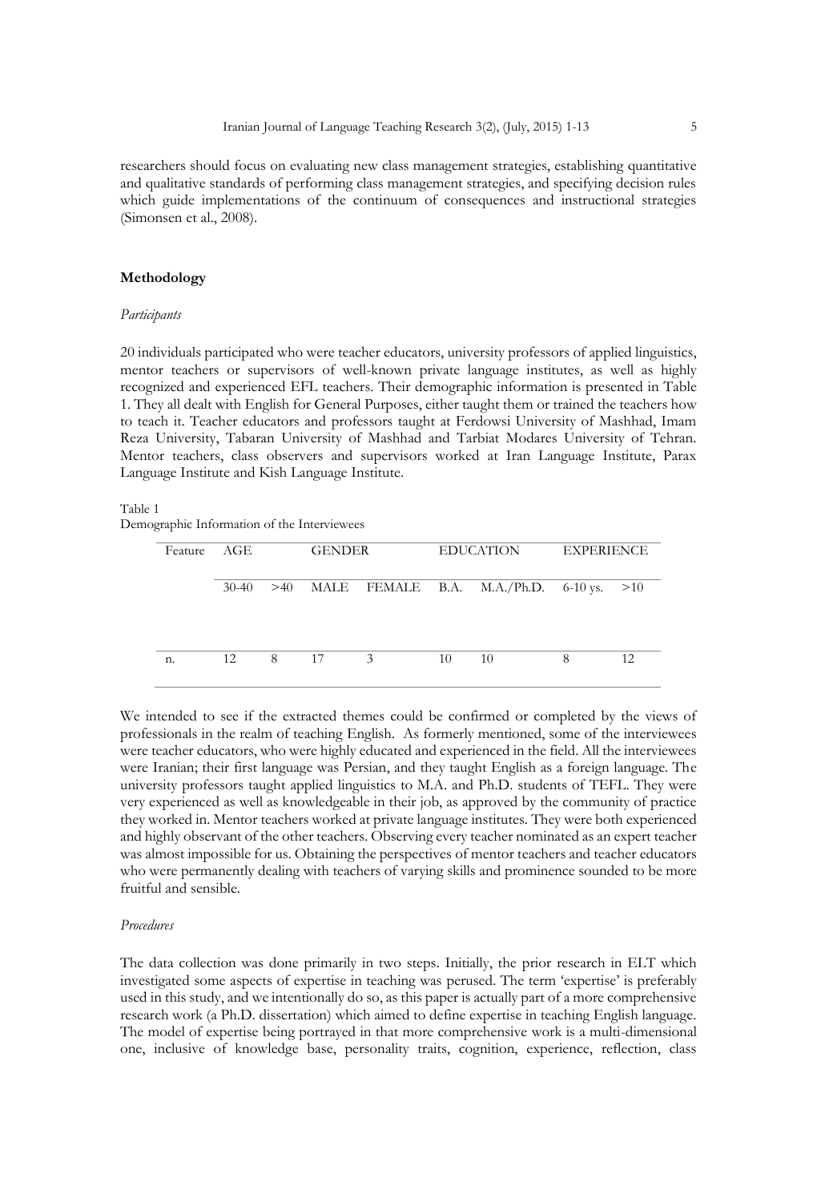researchers should focus on evaluating new class management strategies, establishing quantitative and qualitative standards of performing class management strategies, and specifying decision rules which guide implementations of the continuum of consequences and instructional strategies (Simonsen et al., 2008).

## Methodology

### *Participants*

20 individuals participated who were teacher educators, university professors of applied linguistics, mentor teachers or supervisors of well-known private language institutes, as well as highly recognized and experienced EFL teachers. Their demographic information is presented in Table 1. They all dealt with English for General Purposes, either taught them or trained the teachers how to teach it. Teacher educators and professors taught at Ferdowsi University of Mashhad, Imam Reza University, Tabaran University of Mashhad and Tarbiat Modares University of Tehran. Mentor teachers, class observers and supervisors worked at Iran Language Institute, Parax Language Institute and Kish Language Institute.

Table 1
Demographic Information of the Interviewees

| Feature | AGE | | GENDER | | EDUCATION | | EXPERIENCE | |
|---|---|---|---|---|---|---|---|---|
| | 30-40 | >40 | MALE | FEMALE | B.A. | M.A./Ph.D. | 6-10 ys. | >10 |
| n. | 12 | 8 | 17 | 3 | 10 | 10 | 8 | 12 |

We intended to see if the extracted themes could be confirmed or completed by the views of professionals in the realm of teaching English. As formerly mentioned, some of the interviewees were teacher educators, who were highly educated and experienced in the field. All the interviewees were Iranian; their first language was Persian, and they taught English as a foreign language. The university professors taught applied linguistics to M.A. and Ph.D. students of TEFL. They were very experienced as well as knowledgeable in their job, as approved by the community of practice they worked in. Mentor teachers worked at private language institutes. They were both experienced and highly observant of the other teachers. Observing every teacher nominated as an expert teacher was almost impossible for us. Obtaining the perspectives of mentor teachers and teacher educators who were permanently dealing with teachers of varying skills and prominence sounded to be more fruitful and sensible.

### *Procedures*

The data collection was done primarily in two steps. Initially, the prior research in ELT which investigated some aspects of expertise in teaching was perused. The term 'expertise' is preferably used in this study, and we intentionally do so, as this paper is actually part of a more comprehensive research work (a Ph.D. dissertation) which aimed to define expertise in teaching English language. The model of expertise being portrayed in that more comprehensive work is a multi-dimensional one, inclusive of knowledge base, personality traits, cognition, experience, reflection, class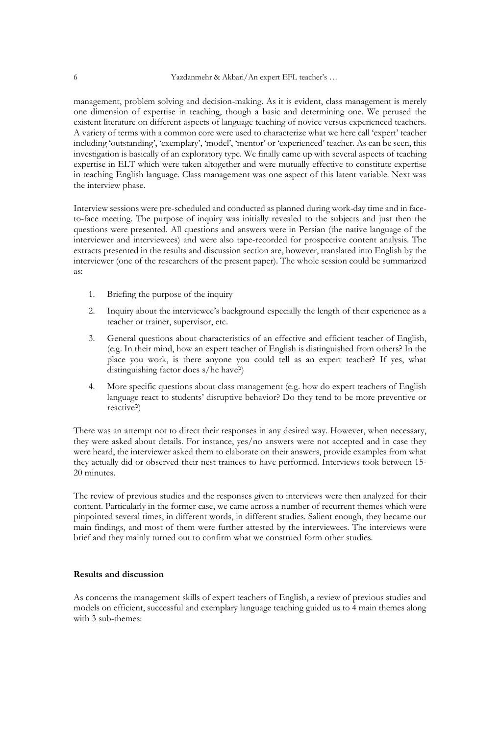management, problem solving and decision-making. As it is evident, class management is merely one dimension of expertise in teaching, though a basic and determining one. We perused the existent literature on different aspects of language teaching of novice versus experienced teachers. A variety of terms with a common core were used to characterize what we here call 'expert' teacher including 'outstanding', 'exemplary', 'model', 'mentor' or 'experienced' teacher. As can be seen, this investigation is basically of an exploratory type. We finally came up with several aspects of teaching expertise in ELT which were taken altogether and were mutually effective to constitute expertise in teaching English language. Class management was one aspect of this latent variable. Next was the interview phase.

Interview sessions were pre-scheduled and conducted as planned during work-day time and in face-to-face meeting. The purpose of inquiry was initially revealed to the subjects and just then the questions were presented. All questions and answers were in Persian (the native language of the interviewer and interviewees) and were also tape-recorded for prospective content analysis. The extracts presented in the results and discussion section are, however, translated into English by the interviewer (one of the researchers of the present paper). The whole session could be summarized as:

1. Briefing the purpose of the inquiry
2. Inquiry about the interviewee's background especially the length of their experience as a teacher or trainer, supervisor, etc.
3. General questions about characteristics of an effective and efficient teacher of English, (e.g. In their mind, how an expert teacher of English is distinguished from others? In the place you work, is there anyone you could tell as an expert teacher? If yes, what distinguishing factor does s/he have?)
4. More specific questions about class management (e.g. how do expert teachers of English language react to students' disruptive behavior? Do they tend to be more preventive or reactive?)

There was an attempt not to direct their responses in any desired way. However, when necessary, they were asked about details. For instance, yes/no answers were not accepted and in case they were heard, the interviewer asked them to elaborate on their answers, provide examples from what they actually did or observed their nest trainees to have performed. Interviews took between 15-20 minutes.

The review of previous studies and the responses given to interviews were then analyzed for their content. Particularly in the former case, we came across a number of recurrent themes which were pinpointed several times, in different words, in different studies. Salient enough, they became our main findings, and most of them were further attested by the interviewees. The interviews were brief and they mainly turned out to confirm what we construed form other studies.

## Results and discussion

As concerns the management skills of expert teachers of English, a review of previous studies and models on efficient, successful and exemplary language teaching guided us to 4 main themes along with 3 sub-themes: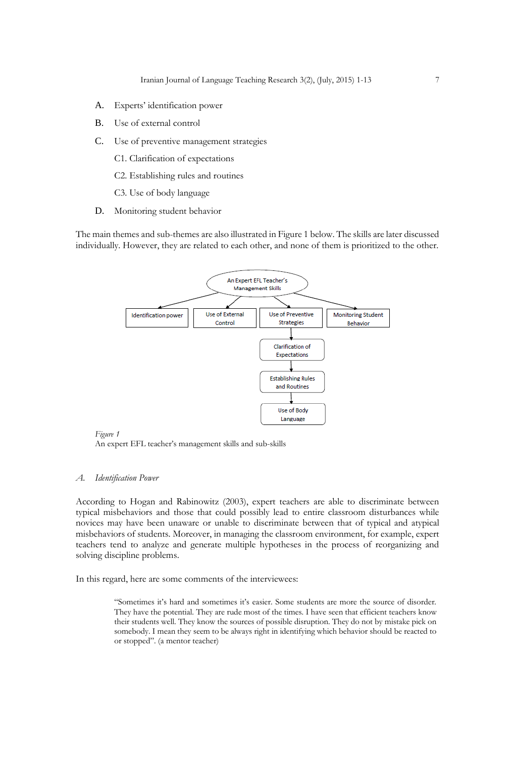A. Experts' identification power

B. Use of external control

C. Use of preventive management strategies

    C1. Clarification of expectations

    C2. Establishing rules and routines

    C3. Use of body language

D. Monitoring student behavior

The main themes and sub-themes are also illustrated in Figure 1 below. The skills are later discussed individually. However, they are related to each other, and none of them is prioritized to the other.

*Figure 1*
An expert EFL teacher's management skills and sub-skills

### *A. Identification Power*

According to Hogan and Rabinowitz (2003), expert teachers are able to discriminate between typical misbehaviors and those that could possibly lead to entire classroom disturbances while novices may have been unaware or unable to discriminate between that of typical and atypical misbehaviors of students. Moreover, in managing the classroom environment, for example, expert teachers tend to analyze and generate multiple hypotheses in the process of reorganizing and solving discipline problems.

In this regard, here are some comments of the interviewees:

> "Sometimes it's hard and sometimes it's easier. Some students are more the source of disorder. They have the potential. They are rude most of the times. I have seen that efficient teachers know their students well. They know the sources of possible disruption. They do not by mistake pick on somebody. I mean they seem to be always right in identifying which behavior should be reacted to or stopped". (a mentor teacher)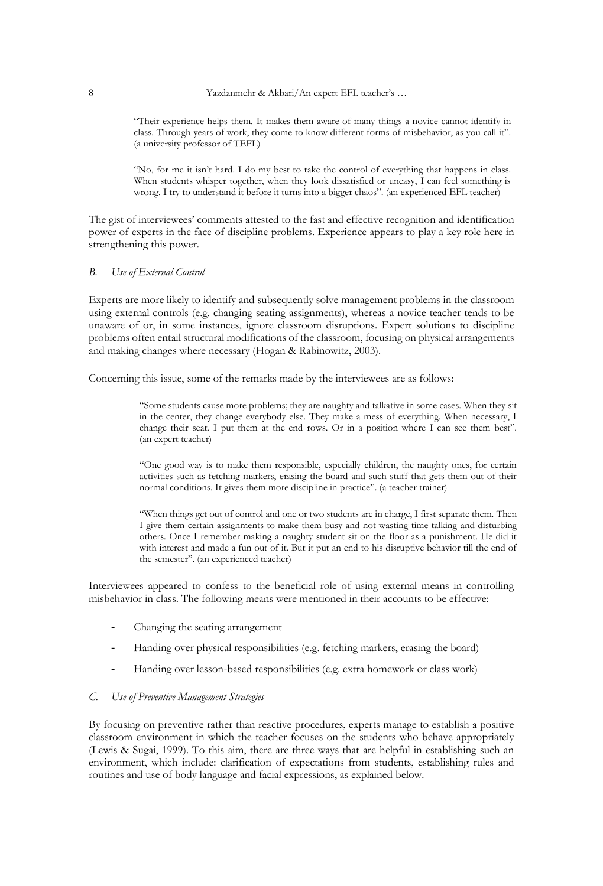> "Their experience helps them. It makes them aware of many things a novice cannot identify in class. Through years of work, they come to know different forms of misbehavior, as you call it". (a university professor of TEFL)

> "No, for me it isn't hard. I do my best to take the control of everything that happens in class. When students whisper together, when they look dissatisfied or uneasy, I can feel something is wrong. I try to understand it before it turns into a bigger chaos". (an experienced EFL teacher)

The gist of interviewees' comments attested to the fast and effective recognition and identification power of experts in the face of discipline problems. Experience appears to play a key role here in strengthening this power.

### *B. Use of External Control*

Experts are more likely to identify and subsequently solve management problems in the classroom using external controls (e.g. changing seating assignments), whereas a novice teacher tends to be unaware of or, in some instances, ignore classroom disruptions. Expert solutions to discipline problems often entail structural modifications of the classroom, focusing on physical arrangements and making changes where necessary (Hogan & Rabinowitz, 2003).

Concerning this issue, some of the remarks made by the interviewees are as follows:

> "Some students cause more problems; they are naughty and talkative in some cases. When they sit in the center, they change everybody else. They make a mess of everything. When necessary, I change their seat. I put them at the end rows. Or in a position where I can see them best". (an expert teacher)

> "One good way is to make them responsible, especially children, the naughty ones, for certain activities such as fetching markers, erasing the board and such stuff that gets them out of their normal conditions. It gives them more discipline in practice". (a teacher trainer)

> "When things get out of control and one or two students are in charge, I first separate them. Then I give them certain assignments to make them busy and not wasting time talking and disturbing others. Once I remember making a naughty student sit on the floor as a punishment. He did it with interest and made a fun out of it. But it put an end to his disruptive behavior till the end of the semester". (an experienced teacher)

Interviewees appeared to confess to the beneficial role of using external means in controlling misbehavior in class. The following means were mentioned in their accounts to be effective:

- Changing the seating arrangement
- Handing over physical responsibilities (e.g. fetching markers, erasing the board)
- Handing over lesson-based responsibilities (e.g. extra homework or class work)

### *C. Use of Preventive Management Strategies*

By focusing on preventive rather than reactive procedures, experts manage to establish a positive classroom environment in which the teacher focuses on the students who behave appropriately (Lewis & Sugai, 1999). To this aim, there are three ways that are helpful in establishing such an environment, which include: clarification of expectations from students, establishing rules and routines and use of body language and facial expressions, as explained below.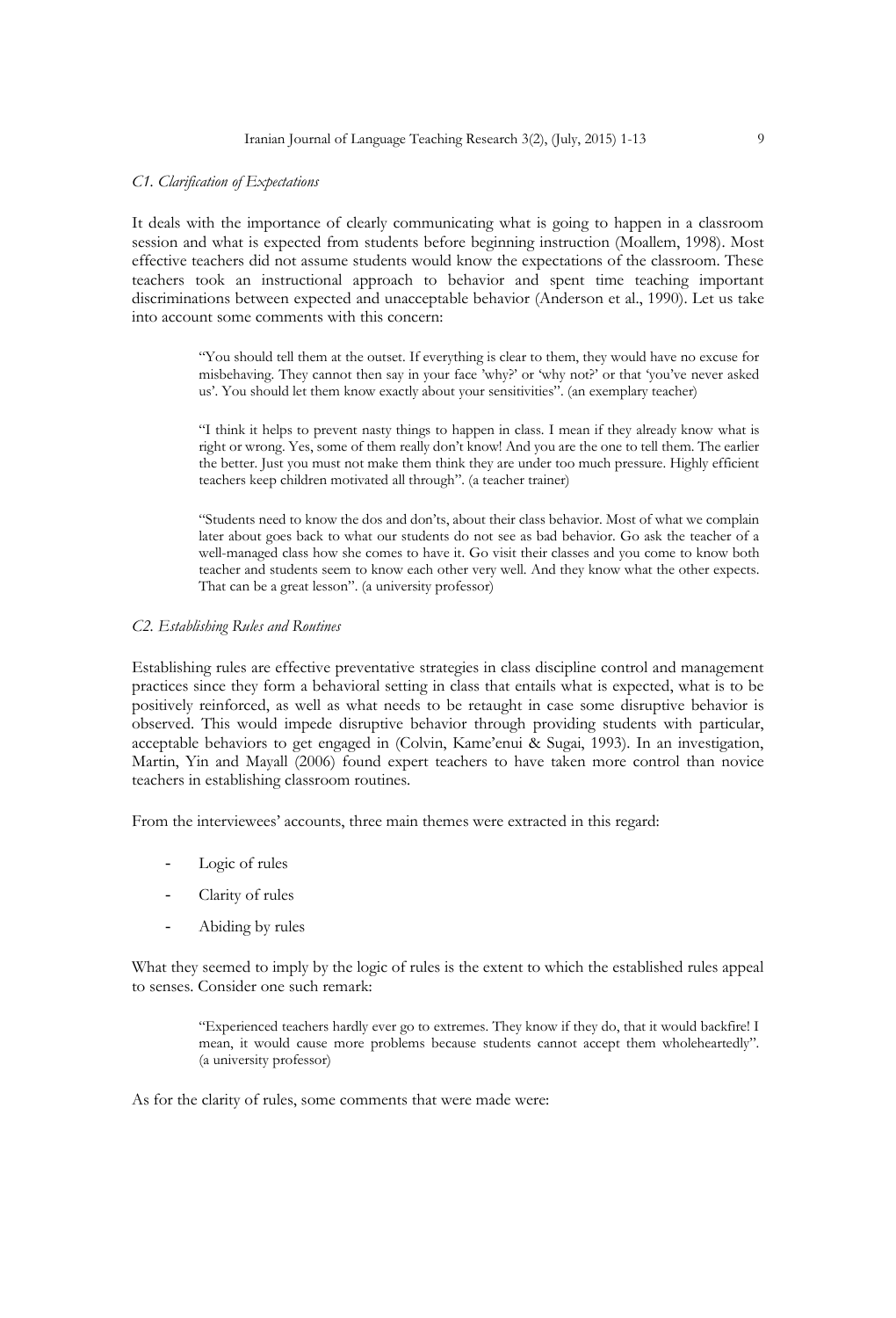### *C1. Clarification of Expectations*

It deals with the importance of clearly communicating what is going to happen in a classroom session and what is expected from students before beginning instruction (Moallem, 1998). Most effective teachers did not assume students would know the expectations of the classroom. These teachers took an instructional approach to behavior and spent time teaching important discriminations between expected and unacceptable behavior (Anderson et al., 1990). Let us take into account some comments with this concern:

> "You should tell them at the outset. If everything is clear to them, they would have no excuse for misbehaving. They cannot then say in your face 'why?' or 'why not?' or that 'you've never asked us'. You should let them know exactly about your sensitivities". (an exemplary teacher)

> "I think it helps to prevent nasty things to happen in class. I mean if they already know what is right or wrong. Yes, some of them really don't know! And you are the one to tell them. The earlier the better. Just you must not make them think they are under too much pressure. Highly efficient teachers keep children motivated all through". (a teacher trainer)

> "Students need to know the dos and don'ts, about their class behavior. Most of what we complain later about goes back to what our students do not see as bad behavior. Go ask the teacher of a well-managed class how she comes to have it. Go visit their classes and you come to know both teacher and students seem to know each other very well. And they know what the other expects. That can be a great lesson". (a university professor)

### *C2. Establishing Rules and Routines*

Establishing rules are effective preventative strategies in class discipline control and management practices since they form a behavioral setting in class that entails what is expected, what is to be positively reinforced, as well as what needs to be retaught in case some disruptive behavior is observed. This would impede disruptive behavior through providing students with particular, acceptable behaviors to get engaged in (Colvin, Kame'enui & Sugai, 1993). In an investigation, Martin, Yin and Mayall (2006) found expert teachers to have taken more control than novice teachers in establishing classroom routines.

From the interviewees' accounts, three main themes were extracted in this regard:

- Logic of rules
- Clarity of rules
- Abiding by rules

What they seemed to imply by the logic of rules is the extent to which the established rules appeal to senses. Consider one such remark:

> "Experienced teachers hardly ever go to extremes. They know if they do, that it would backfire! I mean, it would cause more problems because students cannot accept them wholeheartedly". (a university professor)

As for the clarity of rules, some comments that were made were: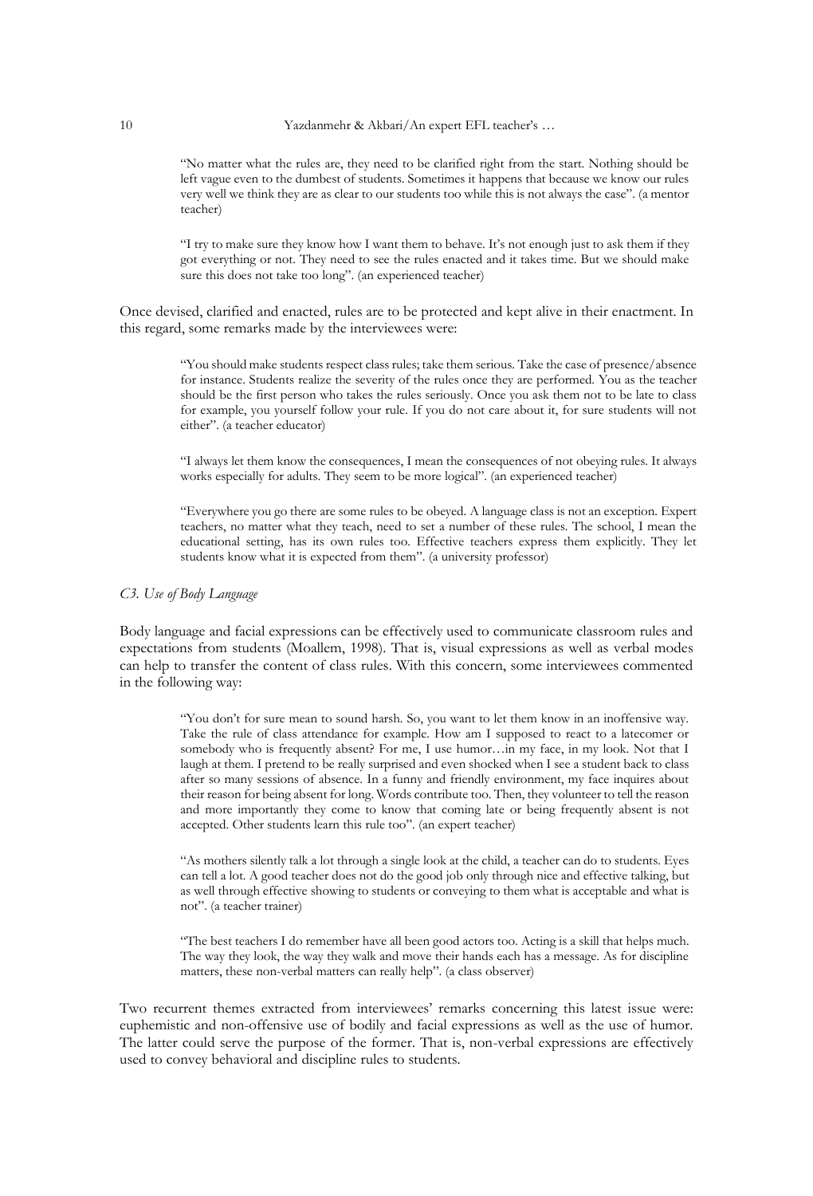> "No matter what the rules are, they need to be clarified right from the start. Nothing should be left vague even to the dumbest of students. Sometimes it happens that because we know our rules very well we think they are as clear to our students too while this is not always the case". (a mentor teacher)

> "I try to make sure they know how I want them to behave. It's not enough just to ask them if they got everything or not. They need to see the rules enacted and it takes time. But we should make sure this does not take too long". (an experienced teacher)

Once devised, clarified and enacted, rules are to be protected and kept alive in their enactment. In this regard, some remarks made by the interviewees were:

> "You should make students respect class rules; take them serious. Take the case of presence/absence for instance. Students realize the severity of the rules once they are performed. You as the teacher should be the first person who takes the rules seriously. Once you ask them not to be late to class for example, you yourself follow your rule. If you do not care about it, for sure students will not either". (a teacher educator)

> "I always let them know the consequences, I mean the consequences of not obeying rules. It always works especially for adults. They seem to be more logical". (an experienced teacher)

> "Everywhere you go there are some rules to be obeyed. A language class is not an exception. Expert teachers, no matter what they teach, need to set a number of these rules. The school, I mean the educational setting, has its own rules too. Effective teachers express them explicitly. They let students know what it is expected from them". (a university professor)

*C3. Use of Body Language*

Body language and facial expressions can be effectively used to communicate classroom rules and expectations from students (Moallem, 1998). That is, visual expressions as well as verbal modes can help to transfer the content of class rules. With this concern, some interviewees commented in the following way:

> "You don't for sure mean to sound harsh. So, you want to let them know in an inoffensive way. Take the rule of class attendance for example. How am I supposed to react to a latecomer or somebody who is frequently absent? For me, I use humor…in my face, in my look. Not that I laugh at them. I pretend to be really surprised and even shocked when I see a student back to class after so many sessions of absence. In a funny and friendly environment, my face inquires about their reason for being absent for long. Words contribute too. Then, they volunteer to tell the reason and more importantly they come to know that coming late or being frequently absent is not accepted. Other students learn this rule too". (an expert teacher)

> "As mothers silently talk a lot through a single look at the child, a teacher can do to students. Eyes can tell a lot. A good teacher does not do the good job only through nice and effective talking, but as well through effective showing to students or conveying to them what is acceptable and what is not". (a teacher trainer)

> "The best teachers I do remember have all been good actors too. Acting is a skill that helps much. The way they look, the way they walk and move their hands each has a message. As for discipline matters, these non-verbal matters can really help". (a class observer)

Two recurrent themes extracted from interviewees' remarks concerning this latest issue were: euphemistic and non-offensive use of bodily and facial expressions as well as the use of humor. The latter could serve the purpose of the former. That is, non-verbal expressions are effectively used to convey behavioral and discipline rules to students.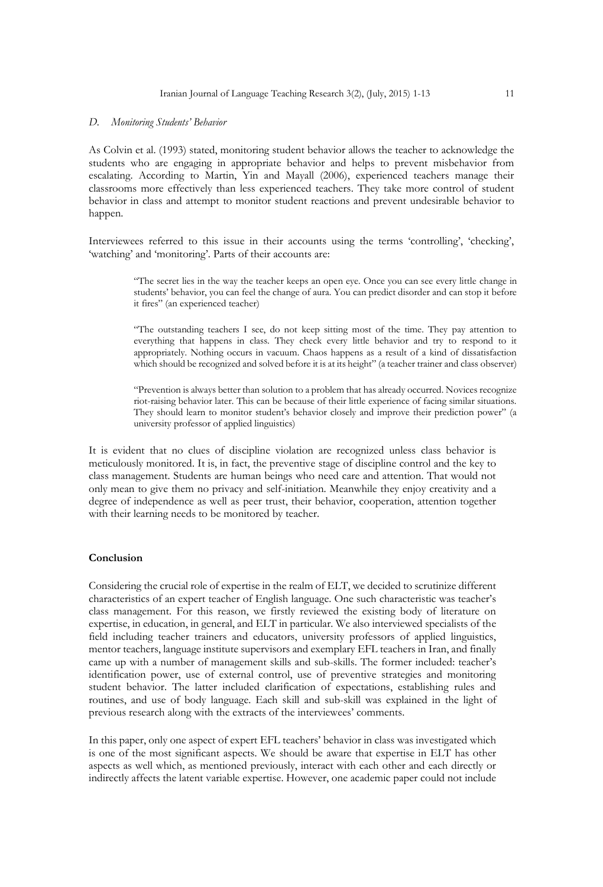### D. *Monitoring Students' Behavior*

As Colvin et al. (1993) stated, monitoring student behavior allows the teacher to acknowledge the students who are engaging in appropriate behavior and helps to prevent misbehavior from escalating. According to Martin, Yin and Mayall (2006), experienced teachers manage their classrooms more effectively than less experienced teachers. They take more control of student behavior in class and attempt to monitor student reactions and prevent undesirable behavior to happen.

Interviewees referred to this issue in their accounts using the terms 'controlling', 'checking', 'watching' and 'monitoring'. Parts of their accounts are:

> "The secret lies in the way the teacher keeps an open eye. Once you can see every little change in students' behavior, you can feel the change of aura. You can predict disorder and can stop it before it fires" (an experienced teacher)

> "The outstanding teachers I see, do not keep sitting most of the time. They pay attention to everything that happens in class. They check every little behavior and try to respond to it appropriately. Nothing occurs in vacuum. Chaos happens as a result of a kind of dissatisfaction which should be recognized and solved before it is at its height" (a teacher trainer and class observer)

> "Prevention is always better than solution to a problem that has already occurred. Novices recognize riot-raising behavior later. This can be because of their little experience of facing similar situations. They should learn to monitor student's behavior closely and improve their prediction power" (a university professor of applied linguistics)

It is evident that no clues of discipline violation are recognized unless class behavior is meticulously monitored. It is, in fact, the preventive stage of discipline control and the key to class management. Students are human beings who need care and attention. That would not only mean to give them no privacy and self-initiation. Meanwhile they enjoy creativity and a degree of independence as well as peer trust, their behavior, cooperation, attention together with their learning needs to be monitored by teacher.

## Conclusion

Considering the crucial role of expertise in the realm of ELT, we decided to scrutinize different characteristics of an expert teacher of English language. One such characteristic was teacher's class management. For this reason, we firstly reviewed the existing body of literature on expertise, in education, in general, and ELT in particular. We also interviewed specialists of the field including teacher trainers and educators, university professors of applied linguistics, mentor teachers, language institute supervisors and exemplary EFL teachers in Iran, and finally came up with a number of management skills and sub-skills. The former included: teacher's identification power, use of external control, use of preventive strategies and monitoring student behavior. The latter included clarification of expectations, establishing rules and routines, and use of body language. Each skill and sub-skill was explained in the light of previous research along with the extracts of the interviewees' comments.

In this paper, only one aspect of expert EFL teachers' behavior in class was investigated which is one of the most significant aspects. We should be aware that expertise in ELT has other aspects as well which, as mentioned previously, interact with each other and each directly or indirectly affects the latent variable expertise. However, one academic paper could not include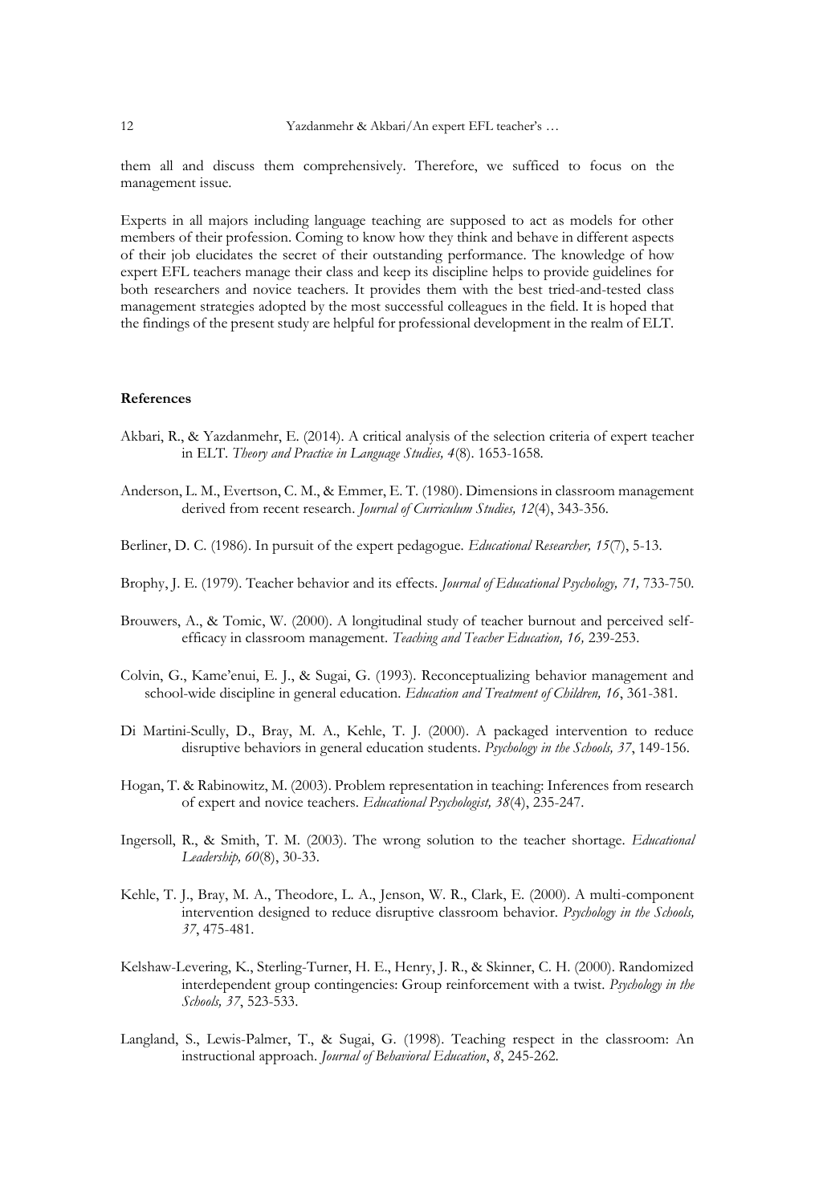them all and discuss them comprehensively. Therefore, we sufficed to focus on the management issue.

Experts in all majors including language teaching are supposed to act as models for other members of their profession. Coming to know how they think and behave in different aspects of their job elucidates the secret of their outstanding performance. The knowledge of how expert EFL teachers manage their class and keep its discipline helps to provide guidelines for both researchers and novice teachers. It provides them with the best tried-and-tested class management strategies adopted by the most successful colleagues in the field. It is hoped that the findings of the present study are helpful for professional development in the realm of ELT.

## References

Akbari, R., & Yazdanmehr, E. (2014). A critical analysis of the selection criteria of expert teacher in ELT. *Theory and Practice in Language Studies, 4*(8). 1653-1658.

Anderson, L. M., Evertson, C. M., & Emmer, E. T. (1980). Dimensions in classroom management derived from recent research. *Journal of Curriculum Studies, 12*(4), 343-356.

Berliner, D. C. (1986). In pursuit of the expert pedagogue. *Educational Researcher, 15*(7), 5-13.

Brophy, J. E. (1979). Teacher behavior and its effects. *Journal of Educational Psychology, 71,* 733-750.

Brouwers, A., & Tomic, W. (2000). A longitudinal study of teacher burnout and perceived self-efficacy in classroom management. *Teaching and Teacher Education, 16,* 239-253.

Colvin, G., Kame'enui, E. J., & Sugai, G. (1993). Reconceptualizing behavior management and school-wide discipline in general education. *Education and Treatment of Children, 16*, 361-381.

Di Martini-Scully, D., Bray, M. A., Kehle, T. J. (2000). A packaged intervention to reduce disruptive behaviors in general education students. *Psychology in the Schools, 37*, 149-156.

Hogan, T. & Rabinowitz, M. (2003). Problem representation in teaching: Inferences from research of expert and novice teachers. *Educational Psychologist, 38*(4), 235-247.

Ingersoll, R., & Smith, T. M. (2003). The wrong solution to the teacher shortage. *Educational Leadership, 60*(8), 30-33.

Kehle, T. J., Bray, M. A., Theodore, L. A., Jenson, W. R., Clark, E. (2000). A multi-component intervention designed to reduce disruptive classroom behavior. *Psychology in the Schools, 37*, 475-481.

Kelshaw-Levering, K., Sterling-Turner, H. E., Henry, J. R., & Skinner, C. H. (2000). Randomized interdependent group contingencies: Group reinforcement with a twist. *Psychology in the Schools, 37*, 523-533.

Langland, S., Lewis-Palmer, T., & Sugai, G. (1998). Teaching respect in the classroom: An instructional approach. *Journal of Behavioral Education*, *8*, 245-262.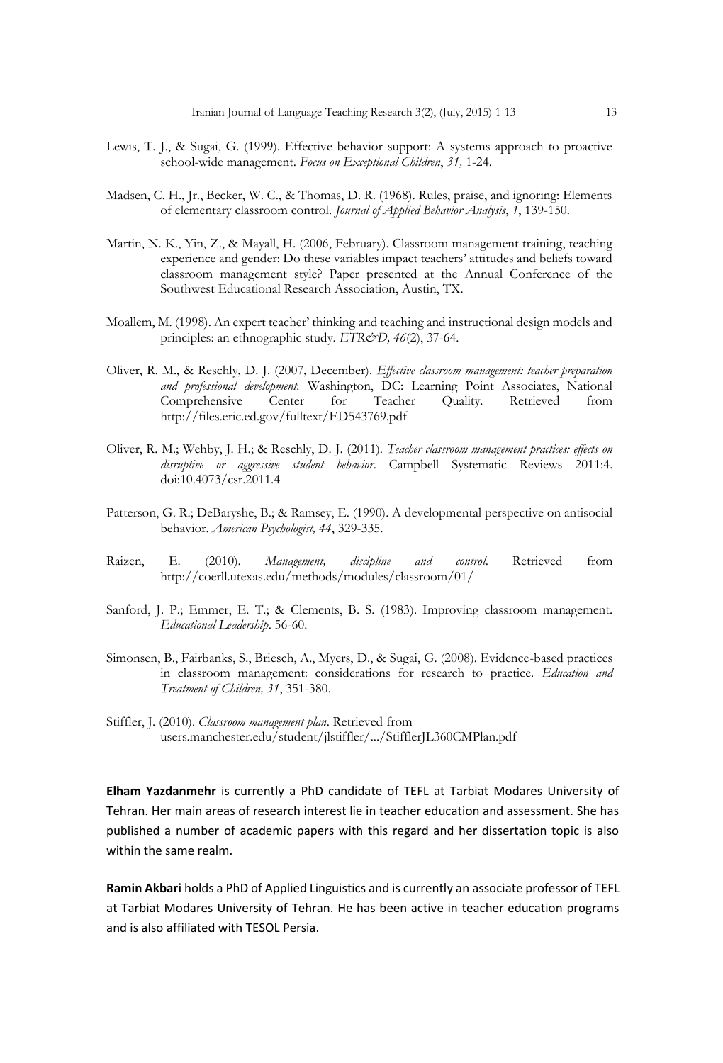Lewis, T. J., & Sugai, G. (1999). Effective behavior support: A systems approach to proactive school-wide management. *Focus on Exceptional Children*, *31,* 1-24.

Madsen, C. H., Jr., Becker, W. C., & Thomas, D. R. (1968). Rules, praise, and ignoring: Elements of elementary classroom control. *Journal of Applied Behavior Analysis*, *1*, 139-150.

Martin, N. K., Yin, Z., & Mayall, H. (2006, February). Classroom management training, teaching experience and gender: Do these variables impact teachers' attitudes and beliefs toward classroom management style? Paper presented at the Annual Conference of the Southwest Educational Research Association, Austin, TX.

Moallem, M. (1998). An expert teacher' thinking and teaching and instructional design models and principles: an ethnographic study. *ETR&D, 46*(2), 37-64.

Oliver, R. M., & Reschly, D. J. (2007, December). *Effective classroom management: teacher preparation and professional development.* Washington, DC: Learning Point Associates, National Comprehensive Center for Teacher Quality. Retrieved from http://files.eric.ed.gov/fulltext/ED543769.pdf

Oliver, R. M.; Wehby, J. H.; & Reschly, D. J. (2011). *Teacher classroom management practices: effects on disruptive or aggressive student behavior*. Campbell Systematic Reviews 2011:4. doi:10.4073/csr.2011.4

Patterson, G. R.; DeBaryshe, B.; & Ramsey, E. (1990). A developmental perspective on antisocial behavior. *American Psychologist, 44*, 329-335.

Raizen, E. (2010). *Management, discipline and control*. Retrieved from http://coerll.utexas.edu/methods/modules/classroom/01/

Sanford, J. P.; Emmer, E. T.; & Clements, B. S. (1983). Improving classroom management. *Educational Leadership*. 56-60.

Simonsen, B., Fairbanks, S., Briesch, A., Myers, D., & Sugai, G. (2008). Evidence-based practices in classroom management: considerations for research to practice. *Education and Treatment of Children, 31*, 351-380.

Stiffler, J. (2010). *Classroom management plan*. Retrieved from users.manchester.edu/student/jlstiffler/.../StifflerJL360CMPlan.pdf

**Elham Yazdanmehr** is currently a PhD candidate of TEFL at Tarbiat Modares University of Tehran. Her main areas of research interest lie in teacher education and assessment. She has published a number of academic papers with this regard and her dissertation topic is also within the same realm.

**Ramin Akbari** holds a PhD of Applied Linguistics and is currently an associate professor of TEFL at Tarbiat Modares University of Tehran. He has been active in teacher education programs and is also affiliated with TESOL Persia.